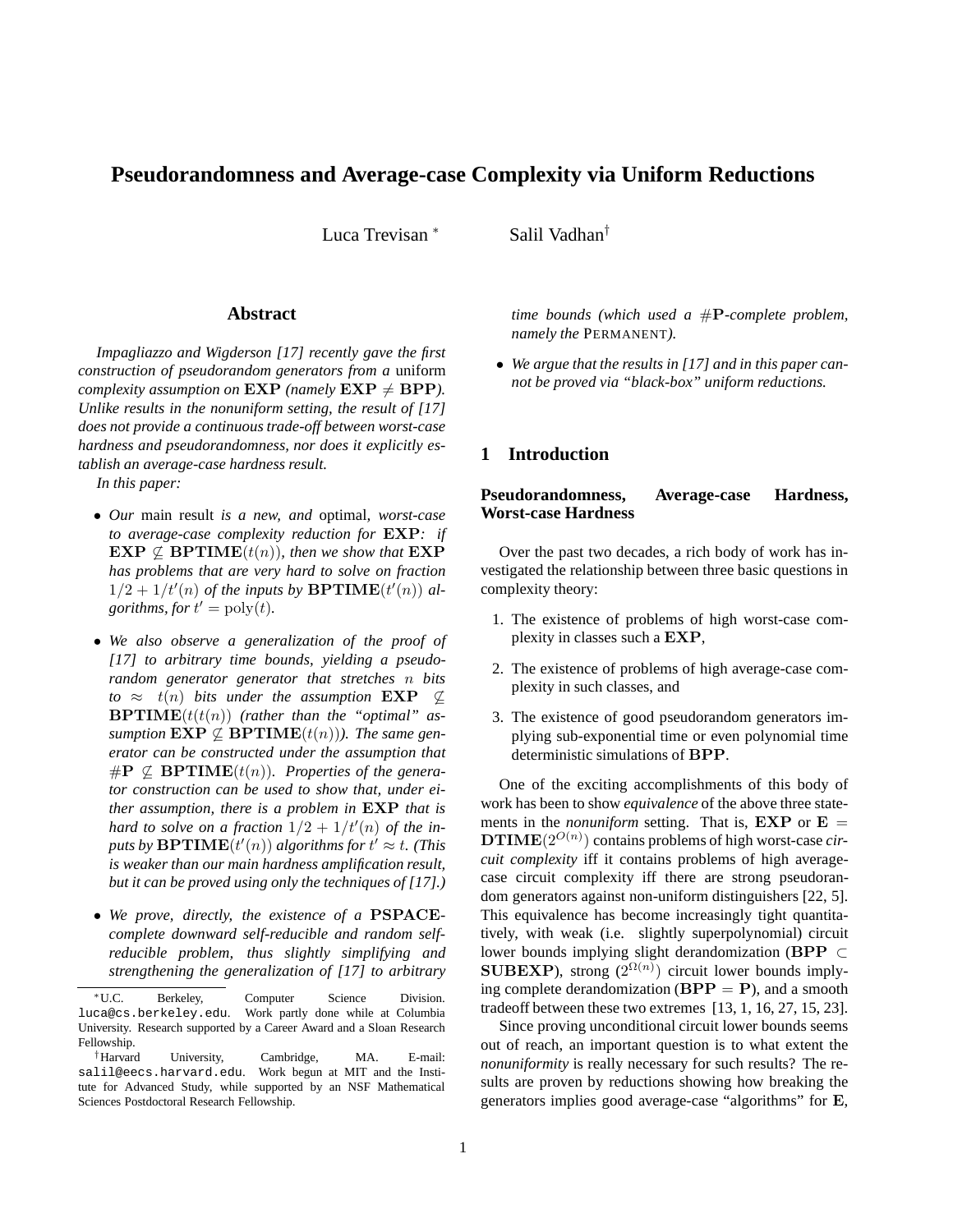# Pseudorandomness and Average-case Complexity via Uniform Reductions

Luca Trevisan [*] Salil Vadhan [†]

## Abstract

*Impagliazzo and Wigderson [17] recently gave the first construction of pseudorandom generators from a* uniform *complexity assumption on* $\mathbf{EXP}$ *(namely* $\mathbf{EXP} \neq \mathbf{BPP}$*). Unlike results in the nonuniform setting, the result of [17] does not provide a continuous trade-off between worst-case hardness and pseudorandomness, nor does it explicitly establish an average-case hardness result.*

*In this paper:*

- *Our* main result *is a new, and* optimal*, worst-case to average-case complexity reduction for* $\mathbf{EXP}$*: if* $\mathbf{EXP} \not\subseteq \mathbf{BPTIME}(t(n))$*, then we show that* $\mathbf{EXP}$ *has problems that are very hard to solve on fraction* $1/2 + 1/t'(n)$ *of the inputs by* $\mathbf{BPTIME}(t'(n))$ *algorithms, for* $t' = \mathrm{poly}(t)$*.*
- *We also observe a generalization of the proof of [17] to arbitrary time bounds, yielding a pseudorandom generator generator that stretches* $n$ *bits to* $\approx t(n)$ *bits under the assumption* $\mathbf{EXP} \not\subseteq \mathbf{BPTIME}(t(t(n))$ *(rather than the "optimal" assumption* $\mathbf{EXP} \not\subseteq \mathbf{BPTIME}(t(n))$*). The same generator can be constructed under the assumption that* $\#\mathbf{P} \not\subseteq \mathbf{BPTIME}(t(n))$*. Properties of the generator construction can be used to show that, under either assumption, there is a problem in* $\mathbf{EXP}$ *that is hard to solve on a fraction* $1/2 + 1/t'(n)$ *of the inputs by* $\mathbf{BPTIME}(t'(n))$ *algorithms for* $t' \approx t$*. (This is weaker than our main hardness amplification result, but it can be proved using only the techniques of [17].)*
- *We prove, directly, the existence of a* $\mathbf{PSPACE}$*-complete downward self-reducible and random self-reducible problem, thus slightly simplifying and strengthening the generalization of [17] to arbitrary time bounds (which used a* $\#\mathbf{P}$*-complete problem, namely the* PERMANENT*).*
- *We argue that the results in [17] and in this paper cannot be proved via "black-box" uniform reductions.*

[*] U.C. Berkeley, Computer Science Division. luca@cs.berkeley.edu. Work partly done while at Columbia University. Research supported by a Career Award and a Sloan Research Fellowship.

[†] Harvard University, Cambridge, MA. E-mail: salil@eecs.harvard.edu. Work begun at MIT and the Institute for Advanced Study, while supported by an NSF Mathematical Sciences Postdoctoral Research Fellowship.

## 1 Introduction

### Pseudorandomness, Average-case Hardness, Worst-case Hardness

Over the past two decades, a rich body of work has investigated the relationship between three basic questions in complexity theory:

1. The existence of problems of high worst-case complexity in classes such a $\mathbf{EXP}$,
2. The existence of problems of high average-case complexity in such classes, and
3. The existence of good pseudorandom generators implying sub-exponential time or even polynomial time deterministic simulations of $\mathbf{BPP}$.

One of the exciting accomplishments of this body of work has been to show *equivalence* of the above three statements in the *nonuniform* setting. That is, $\mathbf{EXP}$ or $\mathbf{E} = \mathbf{DTIME}(2^{O(n)})$ contains problems of high worst-case *circuit complexity* iff it contains problems of high average-case circuit complexity iff there are strong pseudorandom generators against non-uniform distinguishers [22, 5]. This equivalence has become increasingly tight quantitatively, with weak (i.e. slightly superpolynomial) circuit lower bounds implying slight derandomization ($\mathbf{BPP} \subset \mathbf{SUBEXP}$), strong ($2^{\Omega(n)}$) circuit lower bounds implying complete derandomization ($\mathbf{BPP} = \mathbf{P}$), and a smooth tradeoff between these two extremes [13, 1, 16, 27, 15, 23].

Since proving unconditional circuit lower bounds seems out of reach, an important question is to what extent the *nonuniformity* is really necessary for such results? The results are proven by reductions showing how breaking the generators implies good average-case "algorithms" for $\mathbf{E}$,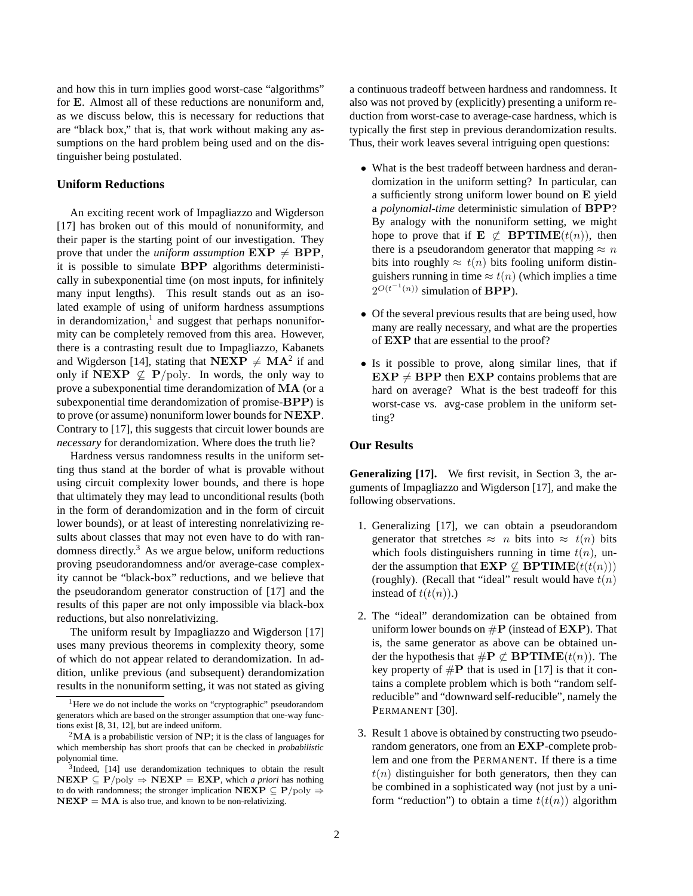and how this in turn implies good worst-case "algorithms" for $\mathbf{E}$. Almost all of these reductions are nonuniform and, as we discuss below, this is necessary for reductions that are "black box," that is, that work without making any assumptions on the hard problem being used and on the distinguisher being postulated.

### Uniform Reductions

An exciting recent work of Impagliazzo and Wigderson [17] has broken out of this mould of nonuniformity, and their paper is the starting point of our investigation. They prove that under the *uniform assumption* $\mathbf{EXP} \neq \mathbf{BPP}$, it is possible to simulate $\mathbf{BPP}$ algorithms deterministically in subexponential time (on most inputs, for infinitely many input lengths). This result stands out as an isolated example of using of uniform hardness assumptions in derandomization,[1] and suggest that perhaps nonuniformity can be completely removed from this area. However, there is a contrasting result due to Impagliazzo, Kabanets and Wigderson [14], stating that $\mathbf{NEXP} \neq \mathbf{MA}$[2] if and only if $\mathbf{NEXP} \not\subseteq \mathbf{P}/\mathrm{poly}$. In words, the only way to prove a subexponential time derandomization of $\mathbf{MA}$ (or a subexponential time derandomization of promise-$\mathbf{BPP}$) is to prove (or assume) nonuniform lower bounds for $\mathbf{NEXP}$. Contrary to [17], this suggests that circuit lower bounds are *necessary* for derandomization. Where does the truth lie?

Hardness versus randomness results in the uniform setting thus stand at the border of what is provable without using circuit complexity lower bounds, and there is hope that ultimately they may lead to unconditional results (both in the form of derandomization and in the form of circuit lower bounds), or at least of interesting nonrelativizing results about classes that may not even have to do with randomness directly.[3] As we argue below, uniform reductions proving pseudorandomness and/or average-case complexity cannot be "black-box" reductions, and we believe that the pseudorandom generator construction of [17] and the results of this paper are not only impossible via black-box reductions, but also nonrelativizing.

The uniform result by Impagliazzo and Wigderson [17] uses many previous theorems in complexity theory, some of which do not appear related to derandomization. In addition, unlike previous (and subsequent) derandomization results in the nonuniform setting, it was not stated as giving a continuous tradeoff between hardness and randomness. It also was not proved by (explicitly) presenting a uniform reduction from worst-case to average-case hardness, which is typically the first step in previous derandomization results. Thus, their work leaves several intriguing open questions:

- What is the best tradeoff between hardness and derandomization in the uniform setting? In particular, can a sufficiently strong uniform lower bound on $\mathbf{E}$ yield a *polynomial-time* deterministic simulation of $\mathbf{BPP}$? By analogy with the nonuniform setting, we might hope to prove that if $\mathbf{E} \not\subset \mathbf{BPTIME}(t(n))$, then there is a pseudorandom generator that mapping $\approx n$ bits into roughly $\approx t(n)$ bits fooling uniform distinguishers running in time $\approx t(n)$ (which implies a time $2^{O(t^{-1}(n))}$ simulation of $\mathbf{BPP}$).
- Of the several previous results that are being used, how many are really necessary, and what are the properties of $\mathbf{EXP}$ that are essential to the proof?
- Is it possible to prove, along similar lines, that if $\mathbf{EXP} \neq \mathbf{BPP}$ then $\mathbf{EXP}$ contains problems that are hard on average? What is the best tradeoff for this worst-case vs. avg-case problem in the uniform setting?

### Our Results

**Generalizing [17].** We first revisit, in Section 3, the arguments of Impagliazzo and Wigderson [17], and make the following observations.

1. Generalizing [17], we can obtain a pseudorandom generator that stretches $\approx n$ bits into $\approx t(n)$ bits which fools distinguishers running in time $t(n)$, under the assumption that $\mathbf{EXP} \not\subseteq \mathbf{BPTIME}(t(t(n)))$ (roughly). (Recall that "ideal" result would have $t(n)$ instead of $t(t(n))$.)
2. The "ideal" derandomization can be obtained from uniform lower bounds on $\#\mathbf{P}$ (instead of $\mathbf{EXP}$). That is, the same generator as above can be obtained under the hypothesis that $\#\mathbf{P} \not\subset \mathbf{BPTIME}(t(n))$. The key property of $\#\mathbf{P}$ that is used in [17] is that it contains a complete problem which is both "random self-reducible" and "downward self-reducible", namely the PERMANENT [30].
3. Result 1 above is obtained by constructing two pseudorandom generators, one from an $\mathbf{EXP}$-complete problem and one from the PERMANENT. If there is a time $t(n)$ distinguisher for both generators, then they can be combined in a sophisticated way (not just by a uniform "reduction") to obtain a time $t(t(n))$ algorithm

[1] Here we do not include the works on "cryptographic" pseudorandom generators which are based on the stronger assumption that one-way functions exist [8, 31, 12], but are indeed uniform.

[2] $\mathbf{MA}$ is a probabilistic version of $\mathbf{NP}$; it is the class of languages for which membership has short proofs that can be checked in *probabilistic* polynomial time.

[3] Indeed, [14] use derandomization techniques to obtain the result $\mathbf{NEXP} \subseteq \mathbf{P}/\mathrm{poly} \Rightarrow \mathbf{NEXP} = \mathbf{EXP}$, which *a priori* has nothing to do with randomness; the stronger implication $\mathbf{NEXP} \subseteq \mathbf{P}/\mathrm{poly} \Rightarrow \mathbf{NEXP} = \mathbf{MA}$ is also true, and known to be non-relativizing.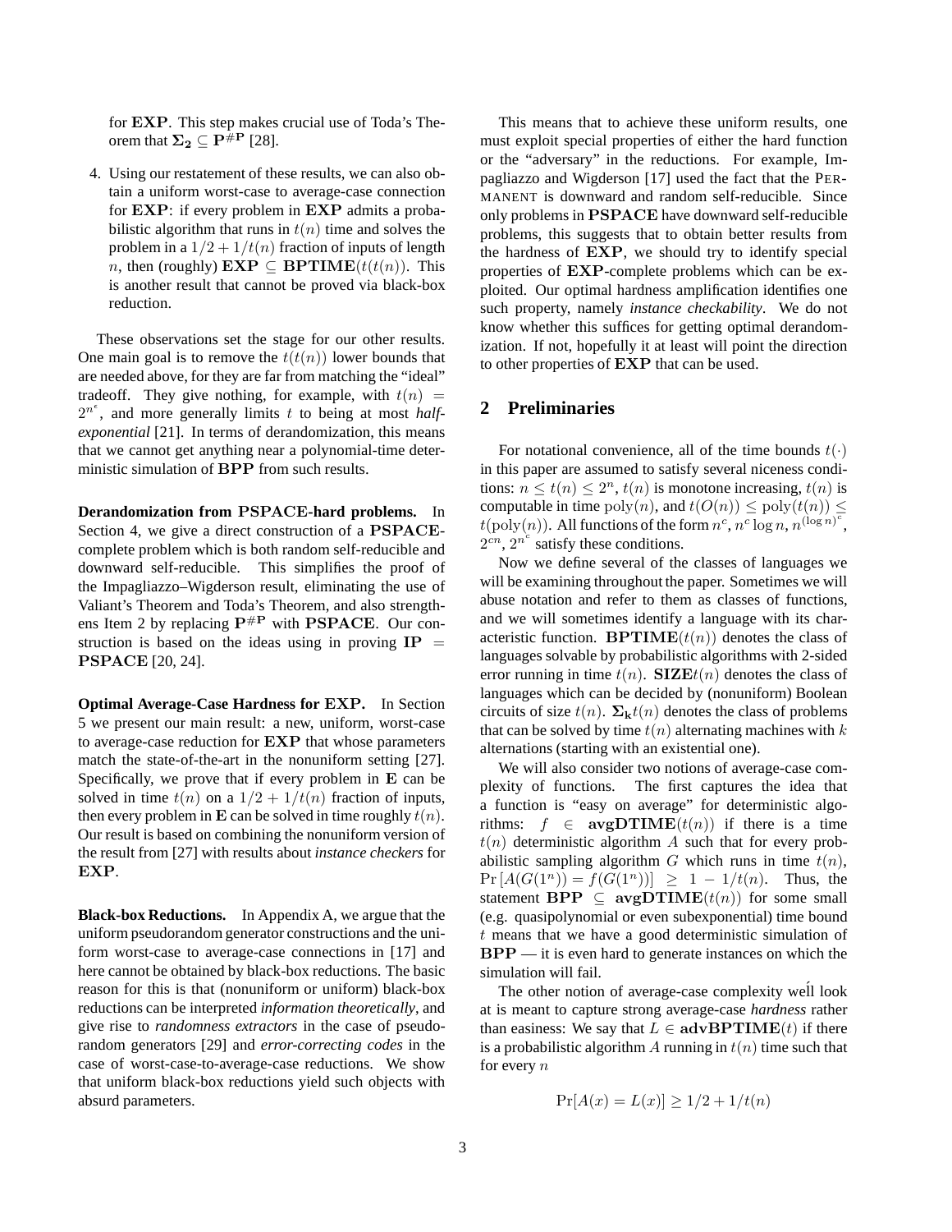for $\mathbf{EXP}$. This step makes crucial use of Toda's Theorem that $\mathbf{\Sigma_2} \subseteq \mathbf{P}^{\#\mathbf{P}}$ [28].

4. Using our restatement of these results, we can also obtain a uniform worst-case to average-case connection for $\mathbf{EXP}$: if every problem in $\mathbf{EXP}$ admits a probabilistic algorithm that runs in $t(n)$ time and solves the problem in a $1/2 + 1/t(n)$ fraction of inputs of length $n$, then (roughly) $\mathbf{EXP} \subseteq \mathbf{BPTIME}(t(t(n))$. This is another result that cannot be proved via black-box reduction.

These observations set the stage for our other results. One main goal is to remove the $t(t(n))$ lower bounds that are needed above, for they are far from matching the "ideal" tradeoff. They give nothing, for example, with $t(n) = 2^{n^\epsilon}$, and more generally limits $t$ to being at most *half-exponential* [21]. In terms of derandomization, this means that we cannot get anything near a polynomial-time deterministic simulation of $\mathbf{BPP}$ from such results.

**Derandomization from PSPACE-hard problems.** In Section 4, we give a direct construction of a $\mathbf{PSPACE}$-complete problem which is both random self-reducible and downward self-reducible. This simplifies the proof of the Impagliazzo–Wigderson result, eliminating the use of Valiant's Theorem and Toda's Theorem, and also strengthens Item 2 by replacing $\mathbf{P}^{\#\mathbf{P}}$ with $\mathbf{PSPACE}$. Our construction is based on the ideas using in proving $\mathbf{IP} = \mathbf{PSPACE}$ [20, 24].

**Optimal Average-Case Hardness for EXP.** In Section 5 we present our main result: a new, uniform, worst-case to average-case reduction for $\mathbf{EXP}$ that whose parameters match the state-of-the-art in the nonuniform setting [27]. Specifically, we prove that if every problem in $\mathbf{E}$ can be solved in time $t(n)$ on a $1/2 + 1/t(n)$ fraction of inputs, then every problem in $\mathbf{E}$ can be solved in time roughly $t(n)$. Our result is based on combining the nonuniform version of the result from [27] with results about *instance checkers* for $\mathbf{EXP}$.

**Black-box Reductions.** In Appendix A, we argue that the uniform pseudorandom generator constructions and the uniform worst-case to average-case connections in [17] and here cannot be obtained by black-box reductions. The basic reason for this is that (nonuniform or uniform) black-box reductions can be interpreted *information theoretically*, and give rise to *randomness extractors* in the case of pseudorandom generators [29] and *error-correcting codes* in the case of worst-case-to-average-case reductions. We show that uniform black-box reductions yield such objects with absurd parameters.

This means that to achieve these uniform results, one must exploit special properties of either the hard function or the "adversary" in the reductions. For example, Impagliazzo and Wigderson [17] used the fact that the PERMANENT is downward and random self-reducible. Since only problems in $\mathbf{PSPACE}$ have downward self-reducible problems, this suggests that to obtain better results from the hardness of $\mathbf{EXP}$, we should try to identify special properties of $\mathbf{EXP}$-complete problems which can be exploited. Our optimal hardness amplification identifies one such property, namely *instance checkability*. We do not know whether this suffices for getting optimal derandomization. If not, hopefully it at least will point the direction to other properties of $\mathbf{EXP}$ that can be used.

## 2 Preliminaries

For notational convenience, all of the time bounds $t(\cdot)$ in this paper are assumed to satisfy several niceness conditions: $n \leq t(n) \leq 2^n$, $t(n)$ is monotone increasing, $t(n)$ is computable in time $\mathrm{poly}(n)$, and $t(O(n)) \leq \mathrm{poly}(t(n)) \leq t(\mathrm{poly}(n))$. All functions of the form $n^c$, $n^c \log n$, $n^{(\log n)^c}$, $2^{cn}$, $2^{n^c}$ satisfy these conditions.

Now we define several of the classes of languages we will be examining throughout the paper. Sometimes we will abuse notation and refer to them as classes of functions, and we will sometimes identify a language with its characteristic function. $\mathbf{BPTIME}(t(n))$ denotes the class of languages solvable by probabilistic algorithms with 2-sided error running in time $t(n)$. $\mathbf{SIZE}t(n)$ denotes the class of languages which can be decided by (nonuniform) Boolean circuits of size $t(n)$. $\mathbf{\Sigma_k}t(n)$ denotes the class of problems that can be solved by time $t(n)$ alternating machines with $k$ alternations (starting with an existential one).

We will also consider two notions of average-case complexity of functions. The first captures the idea that a function is "easy on average" for deterministic algorithms: $f \in \mathbf{avgDTIME}(t(n))$ if there is a time $t(n)$ deterministic algorithm $A$ such that for every probabilistic sampling algorithm $G$ which runs in time $t(n)$, $\Pr\left[A(G(1^n)) = f(G(1^n))\right] \geq 1 - 1/t(n)$. Thus, the statement $\mathbf{BPP} \subseteq \mathbf{avgDTIME}(t(n))$ for some small (e.g. quasipolynomial or even subexponential) time bound $t$ means that we have a good deterministic simulation of $\mathbf{BPP}$ — it is even hard to generate instances on which the simulation will fail.

The other notion of average-case complexity well look at is meant to capture strong average-case *hardness* rather than easiness: We say that $L \in \mathbf{advBPTIME}(t)$ if there is a probabilistic algorithm $A$ running in $t(n)$ time such that for every $n$

$$\Pr[A(x) = L(x)] \geq 1/2 + 1/t(n)$$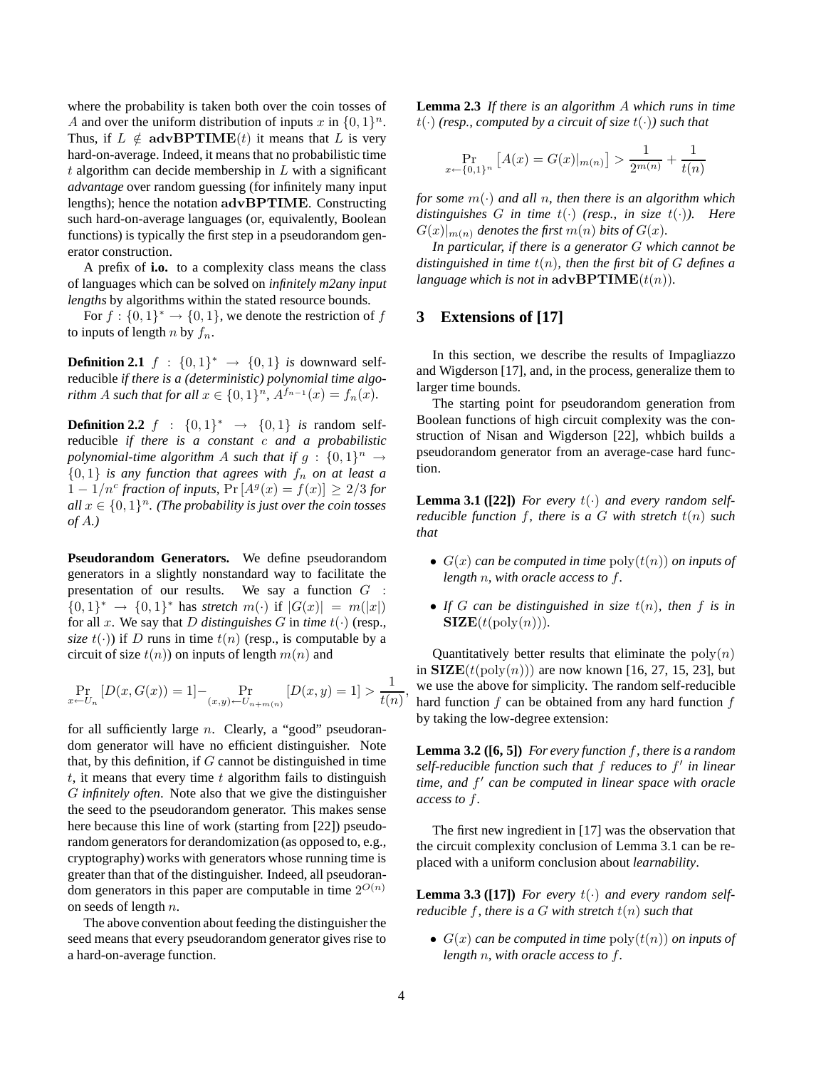where the probability is taken both over the coin tosses of $A$ and over the uniform distribution of inputs $x$ in $\{0,1\}^n$. Thus, if $L \notin \mathbf{advBPTIME}(t)$ it means that $L$ is very hard-on-average. Indeed, it means that no probabilistic time $t$ algorithm can decide membership in $L$ with a significant *advantage* over random guessing (for infinitely many input lengths); hence the notation $\mathbf{advBPTIME}$. Constructing such hard-on-average languages (or, equivalently, Boolean functions) is typically the first step in a pseudorandom generator construction.

A prefix of **i.o.** to a complexity class means the class of languages which can be solved on *infinitely m2any input lengths* by algorithms within the stated resource bounds.

For $f : \{0,1\}^* \rightarrow \{0,1\}$, we denote the restriction of $f$ to inputs of length $n$ by $f_n$.

**Definition 2.1** $f : \{0,1\}^* \rightarrow \{0,1\}$ *is* downward self-reducible *if there is a (deterministic) polynomial time algorithm $A$ such that for all $x \in \{0,1\}^n$, $A^{f_{n-1}}(x) = f_n(x)$.*

**Definition 2.2** $f : \{0,1\}^* \rightarrow \{0,1\}$ *is* random self-reducible *if there is a constant $c$ and a probabilistic polynomial-time algorithm $A$ such that if $g : \{0,1\}^n \rightarrow \{0,1\}$ is any function that agrees with $f_n$ on at least a $1 - 1/n^c$ fraction of inputs, $\Pr[A^g(x) = f(x)] \geq 2/3$ for all $x \in \{0,1\}^n$. (The probability is just over the coin tosses of $A$.)*

**Pseudorandom Generators.** We define pseudorandom generators in a slightly nonstandard way to facilitate the presentation of our results. We say a function $G : \{0,1\}^* \rightarrow \{0,1\}^*$ has *stretch* $m(\cdot)$ if $|G(x)| = m(|x|)$ for all $x$. We say that $D$ *distinguishes* $G$ in *time* $t(\cdot)$ (resp., *size* $t(\cdot)$) if $D$ runs in time $t(n)$ (resp., is computable by a circuit of size $t(n)$) on inputs of length $m(n)$ and

$$\Pr_{x \leftarrow U_n}[D(x, G(x)) = 1] - \Pr_{(x,y) \leftarrow U_{n+m(n)}}[D(x,y) = 1] > \frac{1}{t(n)},$$

for all sufficiently large $n$. Clearly, a "good" pseudorandom generator will have no efficient distinguisher. Note that, by this definition, if $G$ cannot be distinguished in time $t$, it means that every time $t$ algorithm fails to distinguish $G$ *infinitely often*. Note also that we give the distinguisher the seed to the pseudorandom generator. This makes sense here because this line of work (starting from [22]) pseudorandom generators for derandomization (as opposed to, e.g., cryptography) works with generators whose running time is greater than that of the distinguisher. Indeed, all pseudorandom generators in this paper are computable in time $2^{O(n)}$ on seeds of length $n$.

The above convention about feeding the distinguisher the seed means that every pseudorandom generator gives rise to a hard-on-average function.

**Lemma 2.3** *If there is an algorithm $A$ which runs in time $t(\cdot)$ (resp., computed by a circuit of size $t(\cdot)$) such that*

$$\Pr_{x \leftarrow \{0,1\}^n}\left[A(x) = G(x)|_{m(n)}\right] > \frac{1}{2^{m(n)}} + \frac{1}{t(n)}$$

*for some $m(\cdot)$ and all $n$, then there is an algorithm which distinguishes $G$ in time $t(\cdot)$ (resp., in size $t(\cdot)$). Here $G(x)|_{m(n)}$ denotes the first $m(n)$ bits of $G(x)$.*

*In particular, if there is a generator $G$ which cannot be distinguished in time $t(n)$, then the first bit of $G$ defines a language which is not in $\mathbf{advBPTIME}(t(n))$.*

## 3 Extensions of [17]

In this section, we describe the results of Impagliazzo and Wigderson [17], and, in the process, generalize them to larger time bounds.

The starting point for pseudorandom generation from Boolean functions of high circuit complexity was the construction of Nisan and Wigderson [22], whbich builds a pseudorandom generator from an average-case hard function.

**Lemma 3.1 ([22])** *For every $t(\cdot)$ and every random self-reducible function $f$, there is a $G$ with stretch $t(n)$ such that*

- *$G(x)$ can be computed in time $\mathrm{poly}(t(n))$ on inputs of length $n$, with oracle access to $f$.*
- *If $G$ can be distinguished in size $t(n)$, then $f$ is in $\mathbf{SIZE}(t(\mathrm{poly}(n)))$.*

Quantitatively better results that eliminate the $\mathrm{poly}(n)$ in $\mathbf{SIZE}(t(\mathrm{poly}(n)))$ are now known [16, 27, 15, 23], but we use the above for simplicity. The random self-reducible hard function $f$ can be obtained from any hard function $f$ by taking the low-degree extension:

**Lemma 3.2 ([6, 5])** *For every function $f$, there is a random self-reducible function such that $f$ reduces to $f'$ in linear time, and $f'$ can be computed in linear space with oracle access to $f$.*

The first new ingredient in [17] was the observation that the circuit complexity conclusion of Lemma 3.1 can be replaced with a uniform conclusion about *learnability*.

**Lemma 3.3 ([17])** *For every $t(\cdot)$ and every random self-reducible $f$, there is a $G$ with stretch $t(n)$ such that*

- *$G(x)$ can be computed in time $\mathrm{poly}(t(n))$ on inputs of length $n$, with oracle access to $f$.*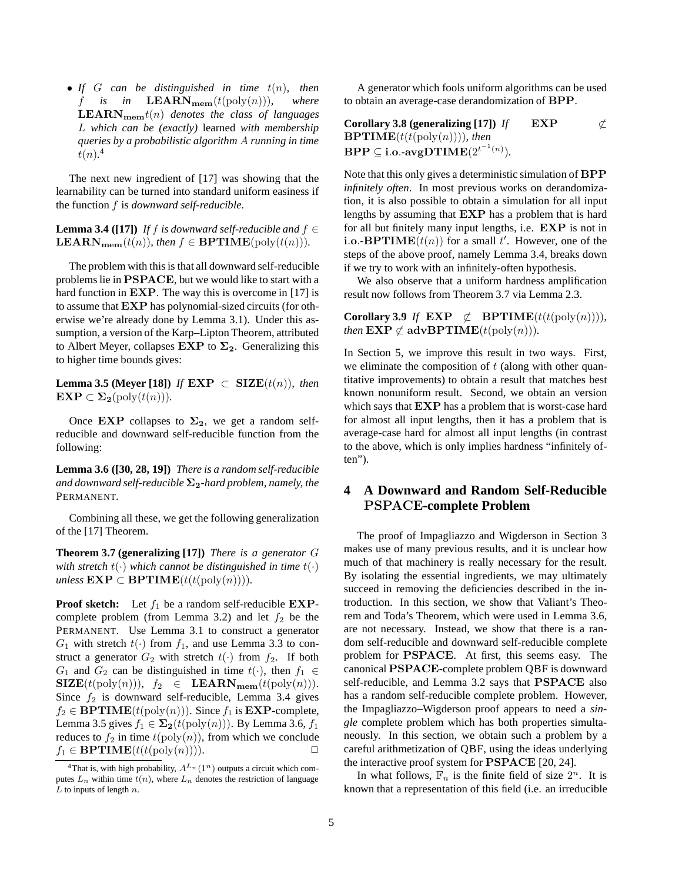- *If $G$ can be distinguished in time $t(n)$, then $f$ is in $\mathbf{LEARN_{mem}}(t(\mathrm{poly}(n)))$, where $\mathbf{LEARN_{mem}}t(n)$ denotes the class of languages $L$ which can be (exactly)* learned *with membership queries by a probabilistic algorithm $A$ running in time $t(n)$.*[4]

The next new ingredient of [17] was showing that the learnability can be turned into standard uniform easiness if the function $f$ is *downward self-reducible*.

**Lemma 3.4 ([17])** *If $f$ is downward self-reducible and $f \in \mathbf{LEARN_{mem}}(t(n))$, then $f \in \mathbf{BPTIME}(\mathrm{poly}(t(n)))$.*

The problem with this is that all downward self-reducible problems lie in $\mathbf{PSPACE}$, but we would like to start with a hard function in $\mathbf{EXP}$. The way this is overcome in [17] is to assume that $\mathbf{EXP}$ has polynomial-sized circuits (for otherwise we're already done by Lemma 3.1). Under this assumption, a version of the Karp–Lipton Theorem, attributed to Albert Meyer, collapses $\mathbf{EXP}$ to $\mathbf{\Sigma_2}$. Generalizing this to higher time bounds gives:

**Lemma 3.5 (Meyer [18])** *If $\mathbf{EXP} \subset \mathbf{SIZE}(t(n))$, then $\mathbf{EXP} \subset \mathbf{\Sigma_2}(\mathrm{poly}(t(n)))$.*

Once $\mathbf{EXP}$ collapses to $\mathbf{\Sigma_2}$, we get a random self-reducible and downward self-reducible function from the following:

**Lemma 3.6 ([30, 28, 19])** *There is a random self-reducible and downward self-reducible $\mathbf{\Sigma_2}$-hard problem, namely, the* PERMANENT.

Combining all these, we get the following generalization of the [17] Theorem.

**Theorem 3.7 (generalizing [17])** *There is a generator $G$ with stretch $t(\cdot)$ which cannot be distinguished in time $t(\cdot)$ unless $\mathbf{EXP} \subset \mathbf{BPTIME}(t(t(\mathrm{poly}(n))))$.*

**Proof sketch:** Let $f_1$ be a random self-reducible $\mathbf{EXP}$-complete problem (from Lemma 3.2) and let $f_2$ be the PERMANENT. Use Lemma 3.1 to construct a generator $G_1$ with stretch $t(\cdot)$ from $f_1$, and use Lemma 3.3 to construct a generator $G_2$ with stretch $t(\cdot)$ from $f_2$. If both $G_1$ and $G_2$ can be distinguished in time $t(\cdot)$, then $f_1 \in \mathbf{SIZE}(t(\mathrm{poly}(n)))$, $f_2 \in \mathbf{LEARN_{mem}}(t(\mathrm{poly}(n)))$. Since $f_2$ is downward self-reducible, Lemma 3.4 gives $f_2 \in \mathbf{BPTIME}(t(\mathrm{poly}(n)))$. Since $f_1$ is $\mathbf{EXP}$-complete, Lemma 3.5 gives $f_1 \in \mathbf{\Sigma_2}(t(\mathrm{poly}(n)))$. By Lemma 3.6, $f_1$ reduces to $f_2$ in time $t(\mathrm{poly}(n))$, from which we conclude $f_1 \in \mathbf{BPTIME}(t(t(\mathrm{poly}(n))))$. □

[4] That is, with high probability, $A^{L_n}(1^n)$ outputs a circuit which computes $L_n$ within time $t(n)$, where $L_n$ denotes the restriction of language $L$ to inputs of length $n$.

A generator which fools uniform algorithms can be used to obtain an average-case derandomization of $\mathbf{BPP}$.

**Corollary 3.8 (generalizing [17])** *If $\mathbf{EXP} \not\subset \mathbf{BPTIME}(t(t(\mathrm{poly}(n))))$, then $\mathbf{BPP} \subseteq \mathbf{i.o.}\text{-}\mathbf{avgDTIME}(2^{t^{-1}(n)})$.*

Note that this only gives a deterministic simulation of $\mathbf{BPP}$ *infinitely often*. In most previous works on derandomization, it is also possible to obtain a simulation for all input lengths by assuming that $\mathbf{EXP}$ has a problem that is hard for all but finitely many input lengths, i.e. $\mathbf{EXP}$ is not in $\mathbf{i.o.}\text{-}\mathbf{BPTIME}(t(n))$ for a small $t'$. However, one of the steps of the above proof, namely Lemma 3.4, breaks down if we try to work with an infinitely-often hypothesis.

We also observe that a uniform hardness amplification result now follows from Theorem 3.7 via Lemma 2.3.

**Corollary 3.9** *If $\mathbf{EXP} \not\subset \mathbf{BPTIME}(t(t(\mathrm{poly}(n))))$, then $\mathbf{EXP} \not\subset \mathbf{advBPTIME}(t(\mathrm{poly}(n)))$.*

In Section 5, we improve this result in two ways. First, we eliminate the composition of $t$ (along with other quantitative improvements) to obtain a result that matches best known nonuniform result. Second, we obtain an version which says that $\mathbf{EXP}$ has a problem that is worst-case hard for almost all input lengths, then it has a problem that is average-case hard for almost all input lengths (in contrast to the above, which is only implies hardness "infinitely often").

## 4 A Downward and Random Self-Reducible PSPACE-complete Problem

The proof of Impagliazzo and Wigderson in Section 3 makes use of many previous results, and it is unclear how much of that machinery is really necessary for the result. By isolating the essential ingredients, we may ultimately succeed in removing the deficiencies described in the introduction. In this section, we show that Valiant's Theorem and Toda's Theorem, which were used in Lemma 3.6, are not necessary. Instead, we show that there is a random self-reducible and downward self-reducible complete problem for $\mathbf{PSPACE}$. At first, this seems easy. The canonical $\mathbf{PSPACE}$-complete problem QBF is downward self-reducible, and Lemma 3.2 says that $\mathbf{PSPACE}$ also has a random self-reducible complete problem. However, the Impagliazzo–Wigderson proof appears to need a *single* complete problem which has both properties simultaneously. In this section, we obtain such a problem by a careful arithmetization of QBF, using the ideas underlying the interactive proof system for $\mathbf{PSPACE}$ [20, 24].

In what follows, $\mathbb{F}_n$ is the finite field of size $2^n$. It is known that a representation of this field (i.e. an irreducible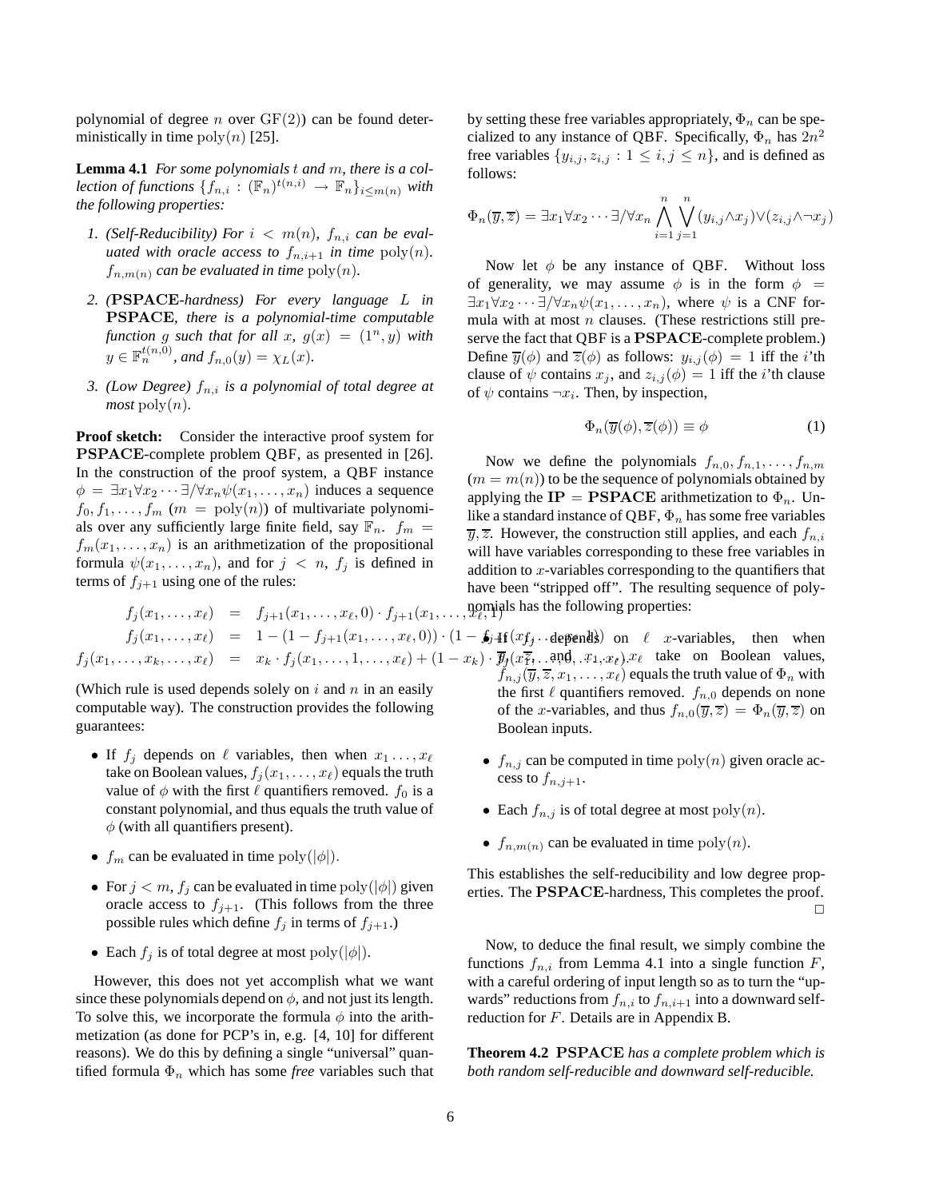polynomial of degree $n$ over $\mathrm{GF}(2)$) can be found deterministically in time $\mathrm{poly}(n)$ [25].

**Lemma 4.1** *For some polynomials $t$ and $m$, there is a collection of functions $\{f_{n,i} : (\mathbb{F}_n)^{t(n,i)} \to \mathbb{F}_n\}_{i \le m(n)}$ with the following properties:*

1. *(Self-Reducibility) For $i < m(n)$, $f_{n,i}$ can be evaluated with oracle access to $f_{n,i+1}$ in time $\mathrm{poly}(n)$. $f_{n,m(n)}$ can be evaluated in time $\mathrm{poly}(n)$.*
2. *($\mathbf{PSPACE}$-hardness) For every language $L$ in $\mathbf{PSPACE}$, there is a polynomial-time computable function $g$ such that for all $x$, $g(x) = (1^n, y)$ with $y \in \mathbb{F}_n^{t(n,0)}$, and $f_{n,0}(y) = \chi_L(x)$.*
3. *(Low Degree) $f_{n,i}$ is a polynomial of total degree at most $\mathrm{poly}(n)$.*

**Proof sketch:** Consider the interactive proof system for $\mathbf{PSPACE}$-complete problem QBF, as presented in [26]. In the construction of the proof system, a QBF instance $\phi = \exists x_1 \forall x_2 \cdots \exists/\forall x_n \psi(x_1, \ldots, x_n)$ induces a sequence $f_0, f_1, \ldots, f_m$ ($m = \mathrm{poly}(n)$) of multivariate polynomials over any sufficiently large finite field, say $\mathbb{F}_n$. $f_m = f_m(x_1, \ldots, x_n)$ is an arithmetization of the propositional formula $\psi(x_1, \ldots, x_n)$, and for $j < n$, $f_j$ is defined in terms of $f_{j+1}$ using one of the rules:

$$
\begin{aligned}
f_j(x_1, \ldots, x_\ell) &= f_{j+1}(x_1, \ldots, x_\ell, 0) \cdot f_{j+1}(x_1, \ldots, x_\ell, 1) \\
f_j(x_1, \ldots, x_\ell) &= 1 - (1 - f_{j+1}(x_1, \ldots, x_\ell, 0)) \cdot (1 - f_{j+1}(x_1, \ldots, x_\ell, 1)) \\
f_j(x_1, \ldots, x_k, \ldots, x_\ell) &= x_k \cdot f_j(x_1, \ldots, 1, \ldots, x_\ell) + (1 - x_k) \cdot f_j(x_1, \ldots, 0, \ldots, x_\ell)
\end{aligned}
$$

(Which rule is used depends solely on $i$ and $n$ in an easily computable way). The construction provides the following guarantees:

- If $f_j$ depends on $\ell$ variables, then when $x_1 \ldots, x_\ell$ take on Boolean values, $f_j(x_1, \ldots, x_\ell)$ equals the truth value of $\phi$ with the first $\ell$ quantifiers removed. $f_0$ is a constant polynomial, and thus equals the truth value of $\phi$ (with all quantifiers present).
- $f_m$ can be evaluated in time $\mathrm{poly}(|\phi|)$.
- For $j < m$, $f_j$ can be evaluated in time $\mathrm{poly}(|\phi|)$ given oracle access to $f_{j+1}$. (This follows from the three possible rules which define $f_j$ in terms of $f_{j+1}$.)
- Each $f_j$ is of total degree at most $\mathrm{poly}(|\phi|)$.

However, this does not yet accomplish what we want since these polynomials depend on $\phi$, and not just its length. To solve this, we incorporate the formula $\phi$ into the arithmetization (as done for PCP's in, e.g. [4, 10] for different reasons). We do this by defining a single "universal" quantified formula $\Phi_n$ which has some *free* variables such that by setting these free variables appropriately, $\Phi_n$ can be specialized to any instance of QBF. Specifically, $\Phi_n$ has $2n^2$ free variables $\{y_{i,j}, z_{i,j} : 1 \le i, j \le n\}$, and is defined as follows:

$$
\Phi_n(\overline{y}, \overline{z}) = \exists x_1 \forall x_2 \cdots \exists/\forall x_n \bigwedge_{i=1}^{n} \bigvee_{j=1}^{n} (y_{i,j} \wedge x_j) \vee (z_{i,j} \wedge \neg x_j)
$$

Now let $\phi$ be any instance of QBF. Without loss of generality, we may assume $\phi$ is in the form $\phi = \exists x_1 \forall x_2 \cdots \exists/\forall x_n \psi(x_1, \ldots, x_n)$, where $\psi$ is a CNF formula with at most $n$ clauses. (These restrictions still preserve the fact that QBF is a $\mathbf{PSPACE}$-complete problem.) Define $\overline{y}(\phi)$ and $\overline{z}(\phi)$ as follows: $y_{i,j}(\phi) = 1$ iff the $i$'th clause of $\psi$ contains $x_j$, and $z_{i,j}(\phi) = 1$ iff the $i$'th clause of $\psi$ contains $\neg x_i$. Then, by inspection,

$$
\Phi_n(\overline{y}(\phi), \overline{z}(\phi)) \equiv \phi \tag{1}
$$

Now we define the polynomials $f_{n,0}, f_{n,1}, \ldots, f_{n,m}$ ($m = m(n)$) to be the sequence of polynomials obtained by applying the $\mathbf{IP} = \mathbf{PSPACE}$ arithmetization to $\Phi_n$. Unlike a standard instance of QBF, $\Phi_n$ has some free variables $\overline{y}, \overline{z}$. However, the construction still applies, and each $f_{n,i}$ will have variables corresponding to these free variables in addition to $x$-variables corresponding to the quantifiers that have been "stripped off". The resulting sequence of polynomials has the following properties:

- If $f_j$ depends on $\ell$ $x$-variables, then when $\overline{y}, \overline{z}$, and $x_1, \ldots, x_\ell$ take on Boolean values, $f_{n,j}(\overline{y}, \overline{z}, x_1, \ldots, x_\ell)$ equals the truth value of $\Phi_n$ with the first $\ell$ quantifiers removed. $f_{n,0}$ depends on none of the $x$-variables, and thus $f_{n,0}(\overline{y}, \overline{z}) = \Phi_n(\overline{y}, \overline{z})$ on Boolean inputs.
- $f_{n,j}$ can be computed in time $\mathrm{poly}(n)$ given oracle access to $f_{n,j+1}$.
- Each $f_{n,j}$ is of total degree at most $\mathrm{poly}(n)$.
- $f_{n,m(n)}$ can be evaluated in time $\mathrm{poly}(n)$.

This establishes the self-reducibility and low degree properties. The $\mathbf{PSPACE}$-hardness, This completes the proof. $\square$

Now, to deduce the final result, we simply combine the functions $f_{n,i}$ from Lemma 4.1 into a single function $F$, with a careful ordering of input length so as to turn the "upwards" reductions from $f_{n,i}$ to $f_{n,i+1}$ into a downward self-reduction for $F$. Details are in Appendix B.

**Theorem 4.2** $\mathbf{PSPACE}$ *has a complete problem which is both random self-reducible and downward self-reducible.*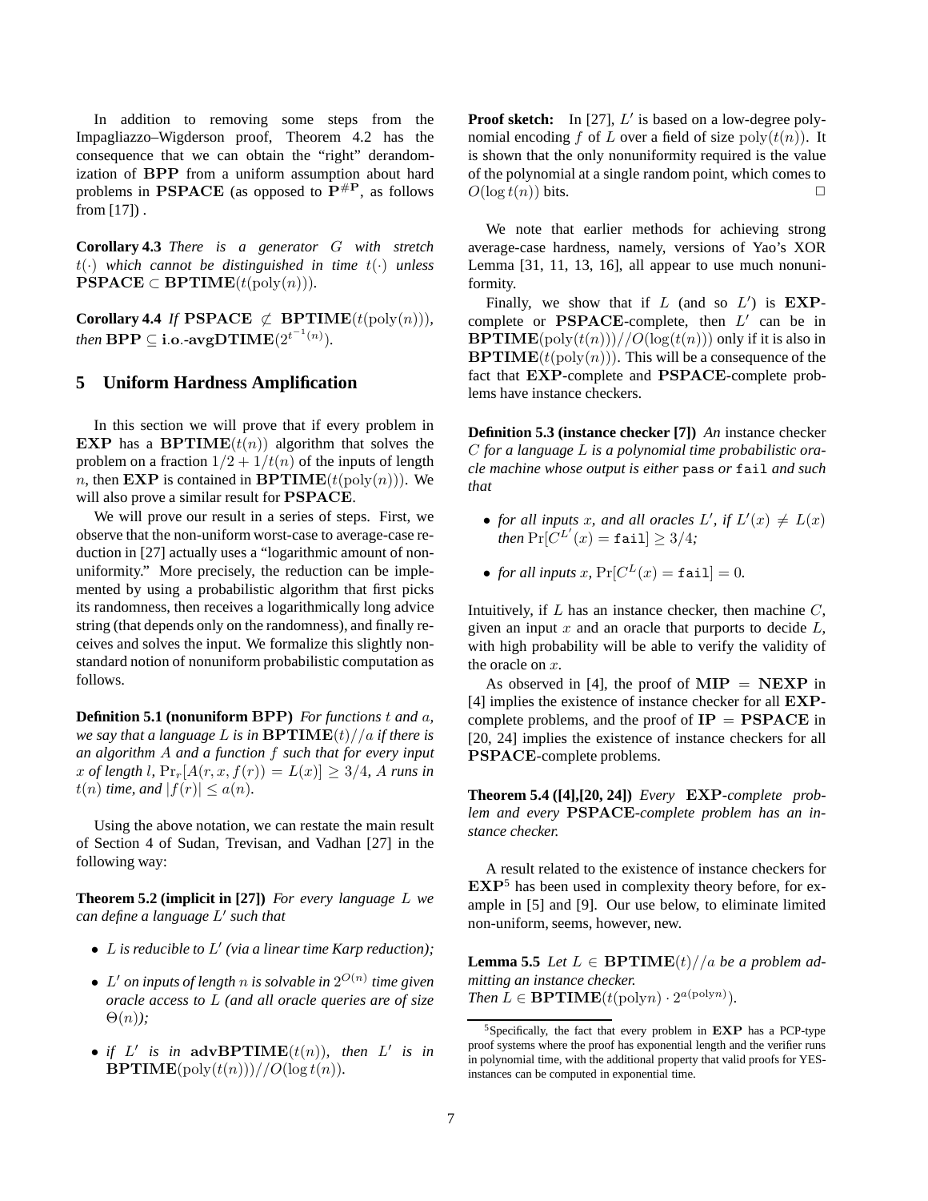In addition to removing some steps from the Impagliazzo–Wigderson proof, Theorem 4.2 has the consequence that we can obtain the "right" derandomization of $\mathbf{BPP}$ from a uniform assumption about hard problems in $\mathbf{PSPACE}$ (as opposed to $\mathbf{P}^{\#\mathbf{P}}$, as follows from [17]) .

**Corollary 4.3** *There is a generator $G$ with stretch $t(\cdot)$ which cannot be distinguished in time $t(\cdot)$ unless $\mathbf{PSPACE} \subset \mathbf{BPTIME}(t(\mathrm{poly}(n)))$.*

**Corollary 4.4** *If $\mathbf{PSPACE} \not\subset \mathbf{BPTIME}(t(\mathrm{poly}(n)))$, then $\mathbf{BPP} \subseteq \mathbf{i.o.\text{-}avgDTIME}(2^{t^{-1}(n)})$.*

## 5 Uniform Hardness Amplification

In this section we will prove that if every problem in $\mathbf{EXP}$ has a $\mathbf{BPTIME}(t(n))$ algorithm that solves the problem on a fraction $1/2 + 1/t(n)$ of the inputs of length $n$, then $\mathbf{EXP}$ is contained in $\mathbf{BPTIME}(t(\mathrm{poly}(n)))$. We will also prove a similar result for $\mathbf{PSPACE}$.

We will prove our result in a series of steps. First, we observe that the non-uniform worst-case to average-case reduction in [27] actually uses a "logarithmic amount of nonuniformity." More precisely, the reduction can be implemented by using a probabilistic algorithm that first picks its randomness, then receives a logarithmically long advice string (that depends only on the randomness), and finally receives and solves the input. We formalize this slightly nonstandard notion of nonuniform probabilistic computation as follows.

**Definition 5.1 (nonuniform $\mathbf{BPP}$)** *For functions $t$ and $a$, we say that a language $L$ is in $\mathbf{BPTIME}(t)//a$ if there is an algorithm $A$ and a function $f$ such that for every input $x$ of length $l$, $\Pr_r[A(r, x, f(r)) = L(x)] \geq 3/4$, $A$ runs in $t(n)$ time, and $|f(r)| \leq a(n)$.*

Using the above notation, we can restate the main result of Section 4 of Sudan, Trevisan, and Vadhan [27] in the following way:

**Theorem 5.2 (implicit in [27])** *For every language $L$ we can define a language $L'$ such that*

- *$L$ is reducible to $L'$ (via a linear time Karp reduction);*
- *$L'$ on inputs of length $n$ is solvable in $2^{O(n)}$ time given oracle access to $L$ (and all oracle queries are of size $\Theta(n)$);*
- *if $L'$ is in $\mathbf{advBPTIME}(t(n))$, then $L'$ is in $\mathbf{BPTIME}(\mathrm{poly}(t(n)))//O(\log t(n))$.*

**Proof sketch:** In [27], $L'$ is based on a low-degree polynomial encoding $f$ of $L$ over a field of size $\mathrm{poly}(t(n))$. It is shown that the only nonuniformity required is the value of the polynomial at a single random point, which comes to $O(\log t(n))$ bits. $\Box$

We note that earlier methods for achieving strong average-case hardness, namely, versions of Yao's XOR Lemma [31, 11, 13, 16], all appear to use much nonuniformity.

Finally, we show that if $L$ (and so $L'$) is $\mathbf{EXP}$-complete or $\mathbf{PSPACE}$-complete, then $L'$ can be in $\mathbf{BPTIME}(\mathrm{poly}(t(n)))//O(\log(t(n)))$ only if it is also in $\mathbf{BPTIME}(t(\mathrm{poly}(n)))$. This will be a consequence of the fact that $\mathbf{EXP}$-complete and $\mathbf{PSPACE}$-complete problems have instance checkers.

**Definition 5.3 (instance checker [7])** *An* instance checker *$C$ for a language $L$ is a polynomial time probabilistic oracle machine whose output is either* `pass` *or* `fail` *and such that*

- *for all inputs $x$, and all oracles $L'$, if $L'(x) \neq L(x)$ then $\Pr[C^{L'}(x) = \texttt{fail}] \geq 3/4$;*
- *for all inputs $x$, $\Pr[C^{L}(x) = \texttt{fail}] = 0$.*

Intuitively, if $L$ has an instance checker, then machine $C$, given an input $x$ and an oracle that purports to decide $L$, with high probability will be able to verify the validity of the oracle on $x$.

As observed in [4], the proof of $\mathbf{MIP} = \mathbf{NEXP}$ in [4] implies the existence of instance checker for all $\mathbf{EXP}$-complete problems, and the proof of $\mathbf{IP} = \mathbf{PSPACE}$ in [20, 24] implies the existence of instance checkers for all $\mathbf{PSPACE}$-complete problems.

**Theorem 5.4 ([4],[20, 24])** *Every $\mathbf{EXP}$-complete problem and every $\mathbf{PSPACE}$-complete problem has an instance checker.*

A result related to the existence of instance checkers for $\mathbf{EXP}$[5] has been used in complexity theory before, for example in [5] and [9]. Our use below, to eliminate limited non-uniform, seems, however, new.

**Lemma 5.5** *Let $L \in \mathbf{BPTIME}(t)//a$ be a problem admitting an instance checker.*
*Then $L \in \mathbf{BPTIME}(t(\mathrm{poly} n) \cdot 2^{a(\mathrm{poly} n)})$.*

[5] Specifically, the fact that every problem in $\mathbf{EXP}$ has a PCP-type proof systems where the proof has exponential length and the verifier runs in polynomial time, with the additional property that valid proofs for YES-instances can be computed in exponential time.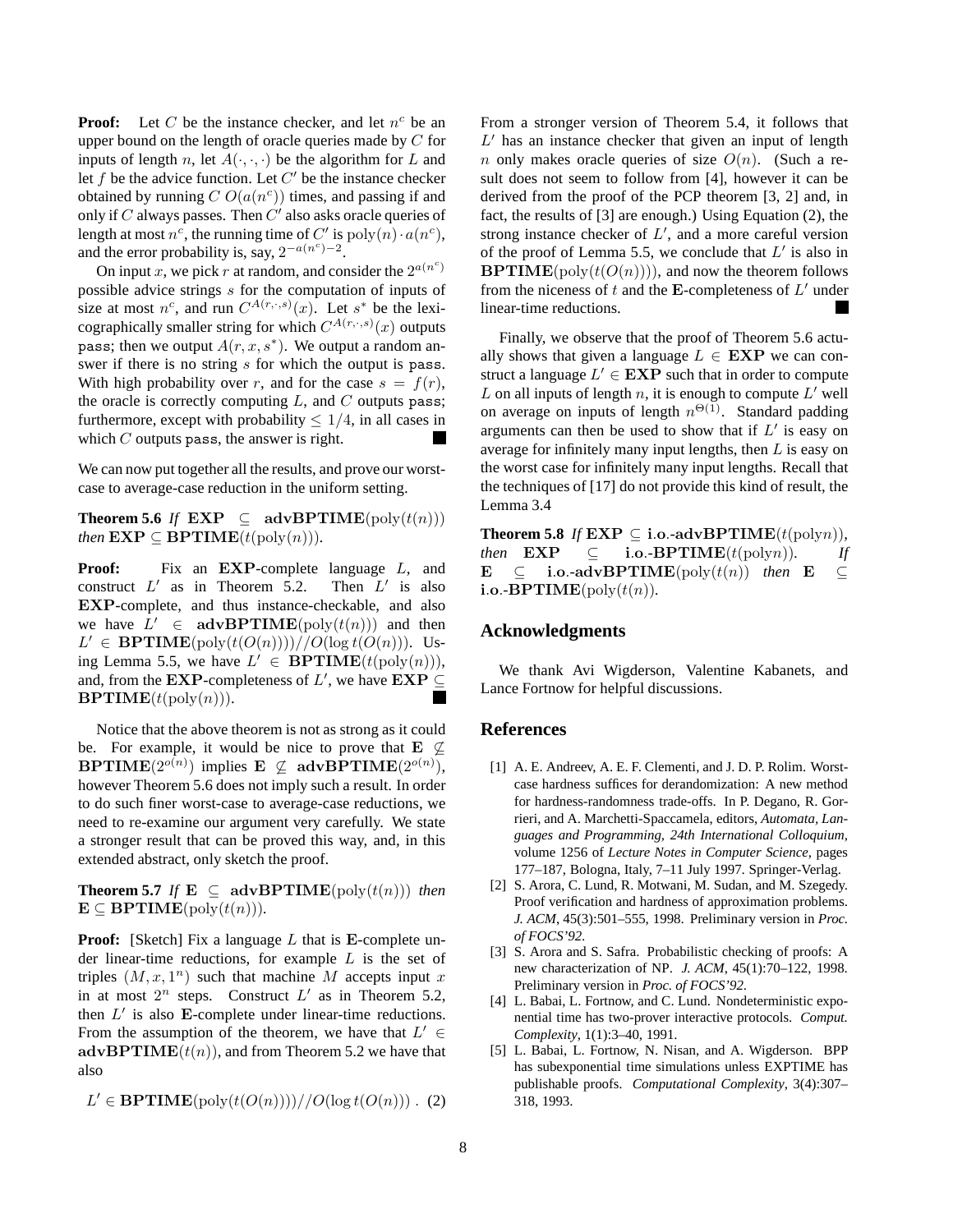**Proof:** Let $C$ be the instance checker, and let $n^c$ be an upper bound on the length of oracle queries made by $C$ for inputs of length $n$, let $A(\cdot,\cdot,\cdot)$ be the algorithm for $L$ and let $f$ be the advice function. Let $C'$ be the instance checker obtained by running $C$ $O(a(n^c))$ times, and passing if and only if $C$ always passes. Then $C'$ also asks oracle queries of length at most $n^c$, the running time of $C'$ is $\mathrm{poly}(n)\cdot a(n^c)$, and the error probability is, say, $2^{-a(n^c)-2}$.

On input $x$, we pick $r$ at random, and consider the $2^{a(n^c)}$ possible advice strings $s$ for the computation of inputs of size at most $n^c$, and run $C^{A(r,\cdot,s)}(x)$. Let $s^*$ be the lexicographically smaller string for which $C^{A(r,\cdot,s)}(x)$ outputs pass; then we output $A(r,x,s^*)$. We output a random answer if there is no string $s$ for which the output is pass. With high probability over $r$, and for the case $s = f(r)$, the oracle is correctly computing $L$, and $C$ outputs pass; furthermore, except with probability $\leq 1/4$, in all cases in which $C$ outputs pass, the answer is right. ∎

We can now put together all the results, and prove our worst-case to average-case reduction in the uniform setting.

**Theorem 5.6** *If* $\mathbf{EXP} \subseteq \mathbf{advBPTIME}(\mathrm{poly}(t(n)))$ *then* $\mathbf{EXP} \subseteq \mathbf{BPTIME}(t(\mathrm{poly}(n)))$.

**Proof:** Fix an $\mathbf{EXP}$-complete language $L$, and construct $L'$ as in Theorem 5.2. Then $L'$ is also $\mathbf{EXP}$-complete, and thus instance-checkable, and also we have $L' \in \mathbf{advBPTIME}(\mathrm{poly}(t(n)))$ and then $L' \in \mathbf{BPTIME}(\mathrm{poly}(t(O(n))))//O(\log t(O(n)))$. Using Lemma 5.5, we have $L' \in \mathbf{BPTIME}(t(\mathrm{poly}(n)))$, and, from the $\mathbf{EXP}$-completeness of $L'$, we have $\mathbf{EXP} \subseteq \mathbf{BPTIME}(t(\mathrm{poly}(n)))$. ∎

Notice that the above theorem is not as strong as it could be. For example, it would be nice to prove that $\mathbf{E} \not\subseteq \mathbf{BPTIME}(2^{o(n)})$ implies $\mathbf{E} \not\subseteq \mathbf{advBPTIME}(2^{o(n)})$, however Theorem 5.6 does not imply such a result. In order to do such finer worst-case to average-case reductions, we need to re-examine our argument very carefully. We state a stronger result that can be proved this way, and, in this extended abstract, only sketch the proof.

**Theorem 5.7** *If* $\mathbf{E} \subseteq \mathbf{advBPTIME}(\mathrm{poly}(t(n)))$ *then* $\mathbf{E} \subseteq \mathbf{BPTIME}(\mathrm{poly}(t(n)))$.

**Proof:** [Sketch] Fix a language $L$ that is $\mathbf{E}$-complete under linear-time reductions, for example $L$ is the set of triples $(M, x, 1^n)$ such that machine $M$ accepts input $x$ in at most $2^n$ steps. Construct $L'$ as in Theorem 5.2, then $L'$ is also $\mathbf{E}$-complete under linear-time reductions. From the assumption of the theorem, we have that $L' \in \mathbf{advBPTIME}(t(n))$, and from Theorem 5.2 we have that also

$$L' \in \mathbf{BPTIME}(\mathrm{poly}(t(O(n))))//O(\log t(O(n))) \; . \quad (2)$$

From a stronger version of Theorem 5.4, it follows that $L'$ has an instance checker that given an input of length $n$ only makes oracle queries of size $O(n)$. (Such a result does not seem to follow from [4], however it can be derived from the proof of the PCP theorem [3, 2] and, in fact, the results of [3] are enough.) Using Equation (2), the strong instance checker of $L'$, and a more careful version of the proof of Lemma 5.5, we conclude that $L'$ is also in $\mathbf{BPTIME}(\mathrm{poly}(t(O(n))))$, and now the theorem follows from the niceness of $t$ and the $\mathbf{E}$-completeness of $L'$ under linear-time reductions. ∎

Finally, we observe that the proof of Theorem 5.6 actually shows that given a language $L \in \mathbf{EXP}$ we can construct a language $L' \in \mathbf{EXP}$ such that in order to compute $L$ on all inputs of length $n$, it is enough to compute $L'$ well on average on inputs of length $n^{\Theta(1)}$. Standard padding arguments can then be used to show that if $L'$ is easy on average for infinitely many input lengths, then $L$ is easy on the worst case for infinitely many input lengths. Recall that the techniques of [17] do not provide this kind of result, the Lemma 3.4

**Theorem 5.8** *If* $\mathbf{EXP} \subseteq \mathbf{i.o.\text{-}advBPTIME}(t(\mathrm{poly}n))$, *then* $\mathbf{EXP} \subseteq \mathbf{i.o.\text{-}BPTIME}(t(\mathrm{poly}n))$. *If* $\mathbf{E} \subseteq \mathbf{i.o.\text{-}advBPTIME}(\mathrm{poly}(t(n))$ *then* $\mathbf{E} \subseteq \mathbf{i.o.\text{-}BPTIME}(\mathrm{poly}(t(n))$.

## Acknowledgments

We thank Avi Wigderson, Valentine Kabanets, and Lance Fortnow for helpful discussions.

## References

[1] A. E. Andreev, A. E. F. Clementi, and J. D. P. Rolim. Worst-case hardness suffices for derandomization: A new method for hardness-randomness trade-offs. In P. Degano, R. Gorrieri, and A. Marchetti-Spaccamela, editors, *Automata, Languages and Programming, 24th International Colloquium*, volume 1256 of *Lecture Notes in Computer Science*, pages 177–187, Bologna, Italy, 7–11 July 1997. Springer-Verlag.

[2] S. Arora, C. Lund, R. Motwani, M. Sudan, and M. Szegedy. Proof verification and hardness of approximation problems. *J. ACM*, 45(3):501–555, 1998. Preliminary version in *Proc. of FOCS'92*.

[3] S. Arora and S. Safra. Probabilistic checking of proofs: A new characterization of NP. *J. ACM*, 45(1):70–122, 1998. Preliminary version in *Proc. of FOCS'92*.

[4] L. Babai, L. Fortnow, and C. Lund. Nondeterministic exponential time has two-prover interactive protocols. *Comput. Complexity*, 1(1):3–40, 1991.

[5] L. Babai, L. Fortnow, N. Nisan, and A. Wigderson. BPP has subexponential time simulations unless EXPTIME has publishable proofs. *Computational Complexity*, 3(4):307–318, 1993.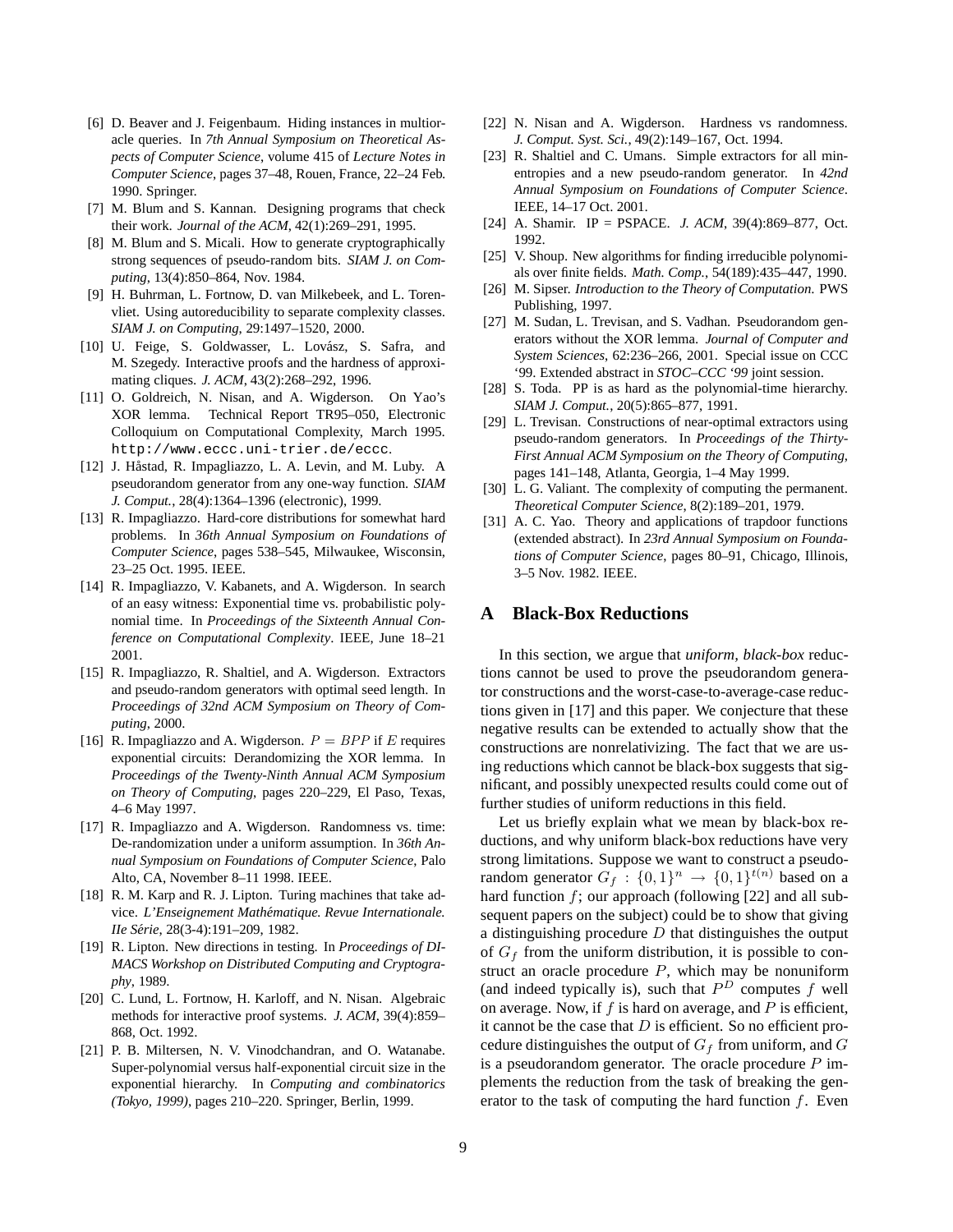[6] D. Beaver and J. Feigenbaum. Hiding instances in multioracle queries. In *7th Annual Symposium on Theoretical Aspects of Computer Science*, volume 415 of *Lecture Notes in Computer Science*, pages 37–48, Rouen, France, 22–24 Feb. 1990. Springer.

[7] M. Blum and S. Kannan. Designing programs that check their work. *Journal of the ACM*, 42(1):269–291, 1995.

[8] M. Blum and S. Micali. How to generate cryptographically strong sequences of pseudo-random bits. *SIAM J. on Computing*, 13(4):850–864, Nov. 1984.

[9] H. Buhrman, L. Fortnow, D. van Milkebeek, and L. Torenvliet. Using autoreducibility to separate complexity classes. *SIAM J. on Computing*, 29:1497–1520, 2000.

[10] U. Feige, S. Goldwasser, L. Lovász, S. Safra, and M. Szegedy. Interactive proofs and the hardness of approximating cliques. *J. ACM*, 43(2):268–292, 1996.

[11] O. Goldreich, N. Nisan, and A. Wigderson. On Yao's XOR lemma. Technical Report TR95–050, Electronic Colloquium on Computational Complexity, March 1995. `http://www.eccc.uni-trier.de/eccc`.

[12] J. Håstad, R. Impagliazzo, L. A. Levin, and M. Luby. A pseudorandom generator from any one-way function. *SIAM J. Comput.*, 28(4):1364–1396 (electronic), 1999.

[13] R. Impagliazzo. Hard-core distributions for somewhat hard problems. In *36th Annual Symposium on Foundations of Computer Science*, pages 538–545, Milwaukee, Wisconsin, 23–25 Oct. 1995. IEEE.

[14] R. Impagliazzo, V. Kabanets, and A. Wigderson. In search of an easy witness: Exponential time vs. probabilistic polynomial time. In *Proceedings of the Sixteenth Annual Conference on Computational Complexity*. IEEE, June 18–21 2001.

[15] R. Impagliazzo, R. Shaltiel, and A. Wigderson. Extractors and pseudo-random generators with optimal seed length. In *Proceedings of 32nd ACM Symposium on Theory of Computing*, 2000.

[16] R. Impagliazzo and A. Wigderson. $P = BPP$ if $E$ requires exponential circuits: Derandomizing the XOR lemma. In *Proceedings of the Twenty-Ninth Annual ACM Symposium on Theory of Computing*, pages 220–229, El Paso, Texas, 4–6 May 1997.

[17] R. Impagliazzo and A. Wigderson. Randomness vs. time: De-randomization under a uniform assumption. In *36th Annual Symposium on Foundations of Computer Science*, Palo Alto, CA, November 8–11 1998. IEEE.

[18] R. M. Karp and R. J. Lipton. Turing machines that take advice. *L'Enseignement Mathématique. Revue Internationale. IIe Série*, 28(3-4):191–209, 1982.

[19] R. Lipton. New directions in testing. In *Proceedings of DIMACS Workshop on Distributed Computing and Cryptography*, 1989.

[20] C. Lund, L. Fortnow, H. Karloff, and N. Nisan. Algebraic methods for interactive proof systems. *J. ACM*, 39(4):859–868, Oct. 1992.

[21] P. B. Miltersen, N. V. Vinodchandran, and O. Watanabe. Super-polynomial versus half-exponential circuit size in the exponential hierarchy. In *Computing and combinatorics (Tokyo, 1999)*, pages 210–220. Springer, Berlin, 1999.

[22] N. Nisan and A. Wigderson. Hardness vs randomness. *J. Comput. Syst. Sci.*, 49(2):149–167, Oct. 1994.

[23] R. Shaltiel and C. Umans. Simple extractors for all min-entropies and a new pseudo-random generator. In *42nd Annual Symposium on Foundations of Computer Science*. IEEE, 14–17 Oct. 2001.

[24] A. Shamir. IP = PSPACE. *J. ACM*, 39(4):869–877, Oct. 1992.

[25] V. Shoup. New algorithms for finding irreducible polynomials over finite fields. *Math. Comp.*, 54(189):435–447, 1990.

[26] M. Sipser. *Introduction to the Theory of Computation*. PWS Publishing, 1997.

[27] M. Sudan, L. Trevisan, and S. Vadhan. Pseudorandom generators without the XOR lemma. *Journal of Computer and System Sciences*, 62:236–266, 2001. Special issue on CCC '99. Extended abstract in *STOC–CCC '99* joint session.

[28] S. Toda. PP is as hard as the polynomial-time hierarchy. *SIAM J. Comput.*, 20(5):865–877, 1991.

[29] L. Trevisan. Constructions of near-optimal extractors using pseudo-random generators. In *Proceedings of the Thirty-First Annual ACM Symposium on the Theory of Computing*, pages 141–148, Atlanta, Georgia, 1–4 May 1999.

[30] L. G. Valiant. The complexity of computing the permanent. *Theoretical Computer Science*, 8(2):189–201, 1979.

[31] A. C. Yao. Theory and applications of trapdoor functions (extended abstract). In *23rd Annual Symposium on Foundations of Computer Science*, pages 80–91, Chicago, Illinois, 3–5 Nov. 1982. IEEE.

## A Black-Box Reductions

In this section, we argue that *uniform, black-box* reductions cannot be used to prove the pseudorandom generator constructions and the worst-case-to-average-case reductions given in [17] and this paper. We conjecture that these negative results can be extended to actually show that the constructions are nonrelativizing. The fact that we are using reductions which cannot be black-box suggests that significant, and possibly unexpected results could come out of further studies of uniform reductions in this field.

Let us briefly explain what we mean by black-box reductions, and why uniform black-box reductions have very strong limitations. Suppose we want to construct a pseudorandom generator $G_f : \{0,1\}^n \rightarrow \{0,1\}^{t(n)}$ based on a hard function $f$; our approach (following [22] and all subsequent papers on the subject) could be to show that giving a distinguishing procedure $D$ that distinguishes the output of $G_f$ from the uniform distribution, it is possible to construct an oracle procedure $P$, which may be nonuniform (and indeed typically is), such that $P^D$ computes $f$ well on average. Now, if $f$ is hard on average, and $P$ is efficient, it cannot be the case that $D$ is efficient. So no efficient procedure distinguishes the output of $G_f$ from uniform, and $G$ is a pseudorandom generator. The oracle procedure $P$ implements the reduction from the task of breaking the generator to the task of computing the hard function $f$. Even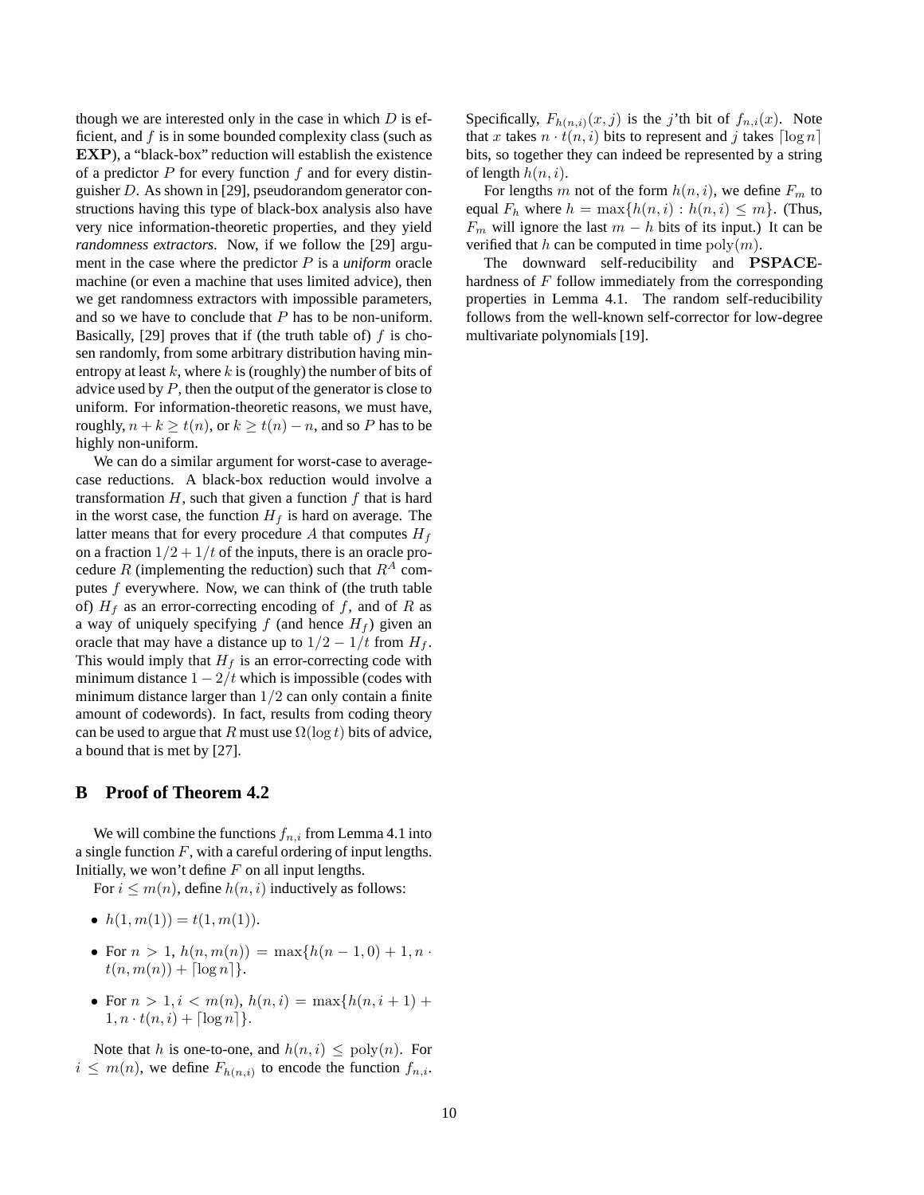though we are interested only in the case in which $D$ is efficient, and $f$ is in some bounded complexity class (such as $\mathbf{EXP}$), a "black-box" reduction will establish the existence of a predictor $P$ for every function $f$ and for every distinguisher $D$. As shown in [29], pseudorandom generator constructions having this type of black-box analysis also have very nice information-theoretic properties, and they yield *randomness extractors*. Now, if we follow the [29] argument in the case where the predictor $P$ is a *uniform* oracle machine (or even a machine that uses limited advice), then we get randomness extractors with impossible parameters, and so we have to conclude that $P$ has to be non-uniform. Basically, [29] proves that if (the truth table of) $f$ is chosen randomly, from some arbitrary distribution having min-entropy at least $k$, where $k$ is (roughly) the number of bits of advice used by $P$, then the output of the generator is close to uniform. For information-theoretic reasons, we must have, roughly, $n + k \geq t(n)$, or $k \geq t(n) - n$, and so $P$ has to be highly non-uniform.

We can do a similar argument for worst-case to average-case reductions. A black-box reduction would involve a transformation $H$, such that given a function $f$ that is hard in the worst case, the function $H_f$ is hard on average. The latter means that for every procedure $A$ that computes $H_f$ on a fraction $1/2 + 1/t$ of the inputs, there is an oracle procedure $R$ (implementing the reduction) such that $R^A$ computes $f$ everywhere. Now, we can think of (the truth table of) $H_f$ as an error-correcting encoding of $f$, and of $R$ as a way of uniquely specifying $f$ (and hence $H_f$) given an oracle that may have a distance up to $1/2 - 1/t$ from $H_f$. This would imply that $H_f$ is an error-correcting code with minimum distance $1 - 2/t$ which is impossible (codes with minimum distance larger than $1/2$ can only contain a finite amount of codewords). In fact, results from coding theory can be used to argue that $R$ must use $\Omega(\log t)$ bits of advice, a bound that is met by [27].

## B Proof of Theorem 4.2

We will combine the functions $f_{n,i}$ from Lemma 4.1 into a single function $F$, with a careful ordering of input lengths. Initially, we won't define $F$ on all input lengths.

For $i \leq m(n)$, define $h(n,i)$ inductively as follows:

- $h(1, m(1)) = t(1, m(1))$.
- For $n > 1$, $h(n, m(n)) = \max\{h(n-1, 0) + 1, n \cdot t(n, m(n)) + \lceil \log n \rceil\}$.
- For $n > 1, i < m(n)$, $h(n,i) = \max\{h(n, i+1) + 1, n \cdot t(n,i) + \lceil \log n \rceil\}$.

Note that $h$ is one-to-one, and $h(n,i) \leq \mathrm{poly}(n)$. For $i \leq m(n)$, we define $F_{h(n,i)}$ to encode the function $f_{n,i}$. Specifically, $F_{h(n,i)}(x, j)$ is the $j$'th bit of $f_{n,i}(x)$. Note that $x$ takes $n \cdot t(n,i)$ bits to represent and $j$ takes $\lceil \log n \rceil$ bits, so together they can indeed be represented by a string of length $h(n,i)$.

For lengths $m$ not of the form $h(n,i)$, we define $F_m$ to equal $F_h$ where $h = \max\{h(n,i) : h(n,i) \leq m\}$. (Thus, $F_m$ will ignore the last $m - h$ bits of its input.) It can be verified that $h$ can be computed in time $\mathrm{poly}(m)$.

The downward self-reducibility and $\mathbf{PSPACE}$-hardness of $F$ follow immediately from the corresponding properties in Lemma 4.1. The random self-reducibility follows from the well-known self-corrector for low-degree multivariate polynomials [19].